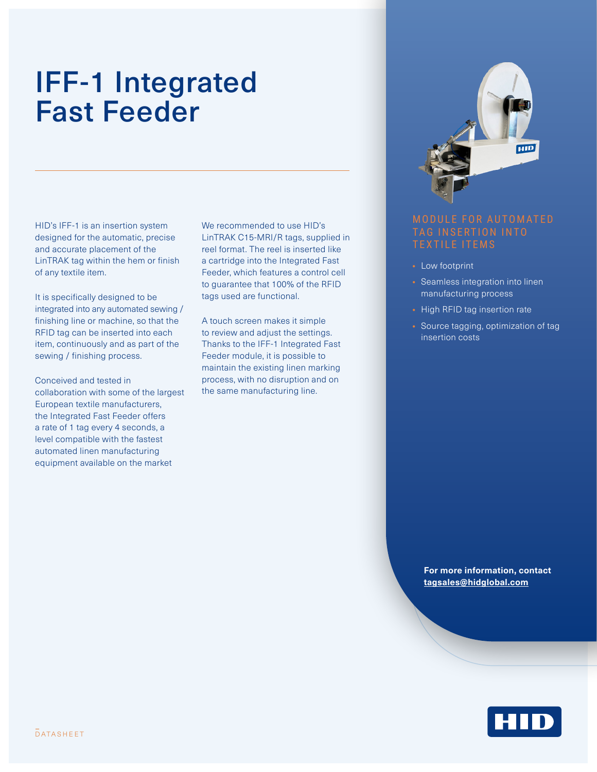# IFF-1 Integrated Fast Feeder

HID's IFF-1 is an insertion system designed for the automatic, precise and accurate placement of the LinTRAK tag within the hem or finish of any textile item.

It is specifically designed to be integrated into any automated sewing / finishing line or machine, so that the RFID tag can be inserted into each item, continuously and as part of the sewing / finishing process.

Conceived and tested in collaboration with some of the largest European textile manufacturers, the Integrated Fast Feeder offers a rate of 1 tag every 4 seconds, a level compatible with the fastest automated linen manufacturing equipment available on the market

We recommended to use HID's LinTRAK C15-MRI/R tags, supplied in reel format. The reel is inserted like a cartridge into the Integrated Fast Feeder, which features a control cell to guarantee that 100% of the RFID tags used are functional.

A touch screen makes it simple to review and adjust the settings. Thanks to the IFF-1 Integrated Fast Feeder module, it is possible to maintain the existing linen marking process, with no disruption and on the same manufacturing line.

## MODULE FOR AUTOMATED TAG INSERTION INTO TEXTILE ITEMS

- Low footprint
- Seamless integration into linen manufacturing process
- High RFID tag insertion rate
- Source tagging, optimization of tag insertion costs

**For more information, contact tagsales@hidglobal.com**

DATASHEET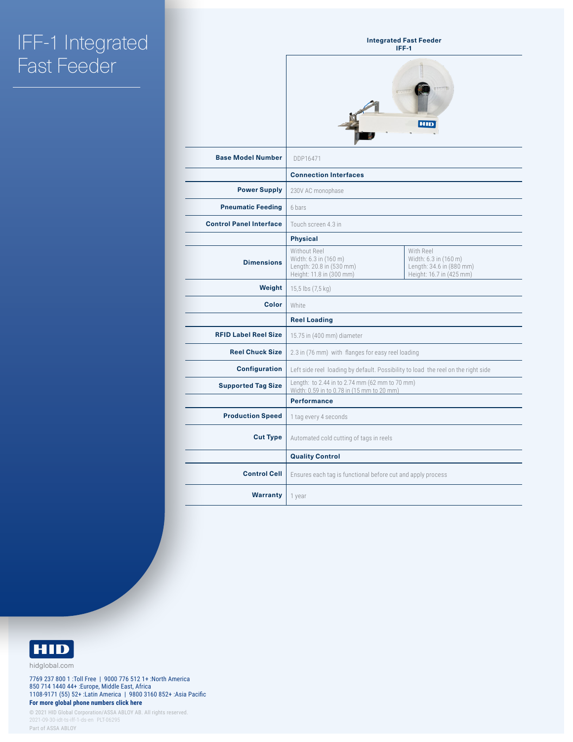# IFF-1 Integrated Fast Feeder

| | Integrated Fast Feeder IFF-1 | |
|---|---|---|
| **Base Model Number** | DDP16471 | |
| | **Connection Interfaces** | |
| **Power Supply** | 230V AC monophase | |
| **Pneumatic Feeding** | 6 bars | |
| **Control Panel Interface** | Touch screen 4.3 in | |
| | **Physical** | |
| **Dimensions** | Without Reel<br>Width: 6.3 in (160 m)<br>Length: 20.8 in (530 mm)<br>Height: 11.8 in (300 mm) | With Reel<br>Width: 6.3 in (160 m)<br>Length: 34.6 in (880 mm)<br>Height: 16.7 in (425 mm) |
| **Weight** | 15,5 lbs (7,5 kg) | |
| **Color** | White | |
| | **Reel Loading** | |
| **RFID Label Reel Size** | 15.75 in (400 mm) diameter | |
| **Reel Chuck Size** | 2.3 in (76 mm) with flanges for easy reel loading | |
| **Configuration** | Left side reel loading by default. Possibility to load the reel on the right side | |
| **Supported Tag Size** | Length: to 2.44 in to 2.74 mm (62 mm to 70 mm)<br>Width: 0.59 in to 0.78 in (15 mm to 20 mm) | |
| | **Performance** | |
| **Production Speed** | 1 tag every 4 seconds | |
| **Cut Type** | Automated cold cutting of tags in reels | |
| | **Quality Control** | |
| **Control Cell** | Ensures each tag is functional before cut and apply process | |
| **Warranty** | 1 year | |

HID

hidglobal.com

7769 237 800 1 :Toll Free | 9000 776 512 1+ :North America
850 714 1440 44+ :Europe, Middle East, Africa
1108-9171 (55) 52+ :Latin America | 9800 3160 852+ :Asia Pacific
**For more global phone numbers click here**

© 2021 HID Global Corporation/ASSA ABLOY AB. All rights reserved.
2021-09-30-idt-ts-iff-1-ds-en PLT-06295
Part of ASSA ABLOY